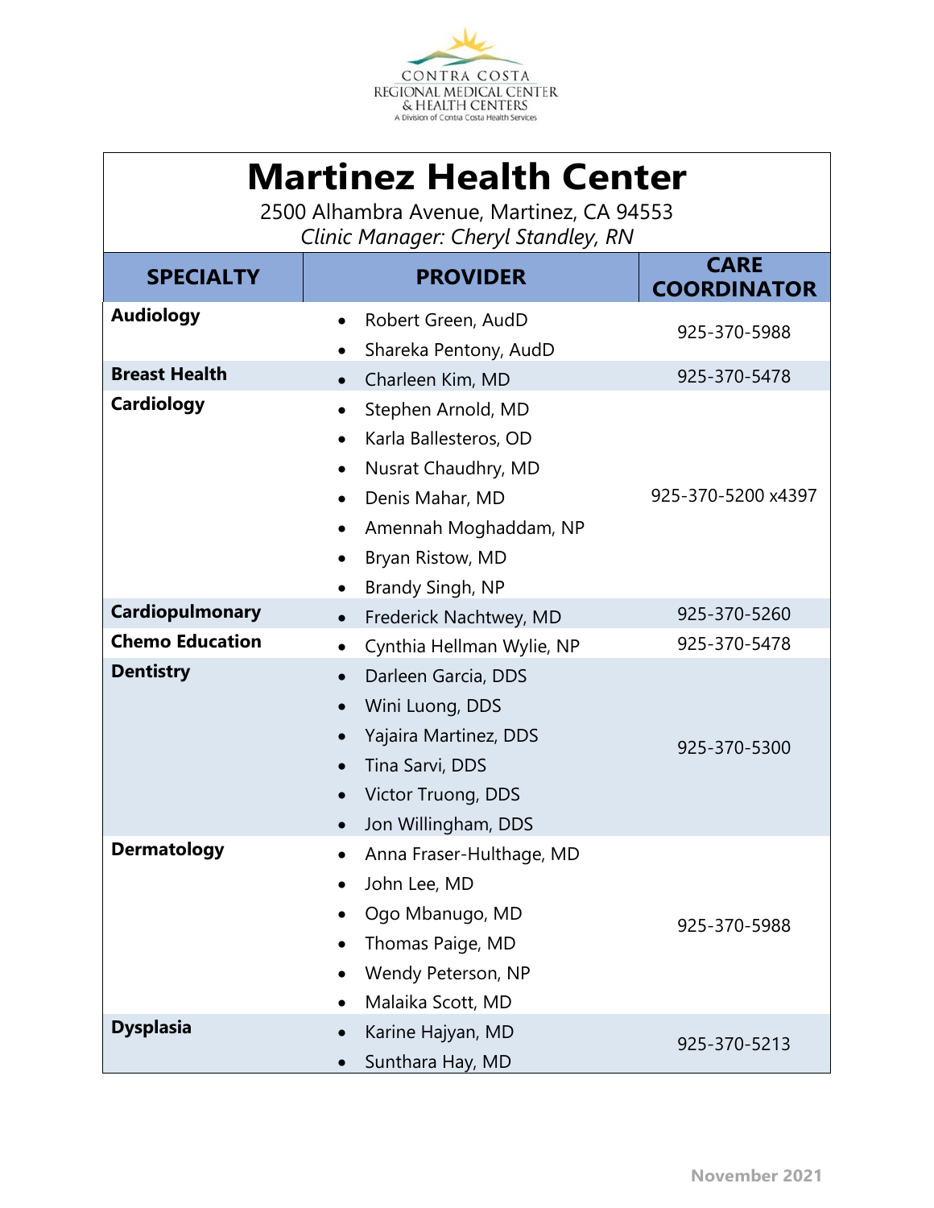CONTRA COSTA
REGIONAL MEDICAL CENTER
& HEALTH CENTERS
A Division of Contra Costa Health Services

# Martinez Health Center

2500 Alhambra Avenue, Martinez, CA 94553

*Clinic Manager: Cheryl Standley, RN*

| SPECIALTY | PROVIDER | CARE COORDINATOR |
|---|---|---|
| **Audiology** | • Robert Green, AudD<br>• Shareka Pentony, AudD | 925-370-5988 |
| **Breast Health** | • Charleen Kim, MD | 925-370-5478 |
| **Cardiology** | • Stephen Arnold, MD<br>• Karla Ballesteros, OD<br>• Nusrat Chaudhry, MD<br>• Denis Mahar, MD<br>• Amennah Moghaddam, NP<br>• Bryan Ristow, MD<br>• Brandy Singh, NP | 925-370-5200 x4397 |
| **Cardiopulmonary** | • Frederick Nachtwey, MD | 925-370-5260 |
| **Chemo Education** | • Cynthia Hellman Wylie, NP | 925-370-5478 |
| **Dentistry** | • Darleen Garcia, DDS<br>• Wini Luong, DDS<br>• Yajaira Martinez, DDS<br>• Tina Sarvi, DDS<br>• Victor Truong, DDS<br>• Jon Willingham, DDS | 925-370-5300 |
| **Dermatology** | • Anna Fraser-Hulthage, MD<br>• John Lee, MD<br>• Ogo Mbanugo, MD<br>• Thomas Paige, MD<br>• Wendy Peterson, NP<br>• Malaika Scott, MD | 925-370-5988 |
| **Dysplasia** | • Karine Hajyan, MD<br>• Sunthara Hay, MD | 925-370-5213 |

November 2021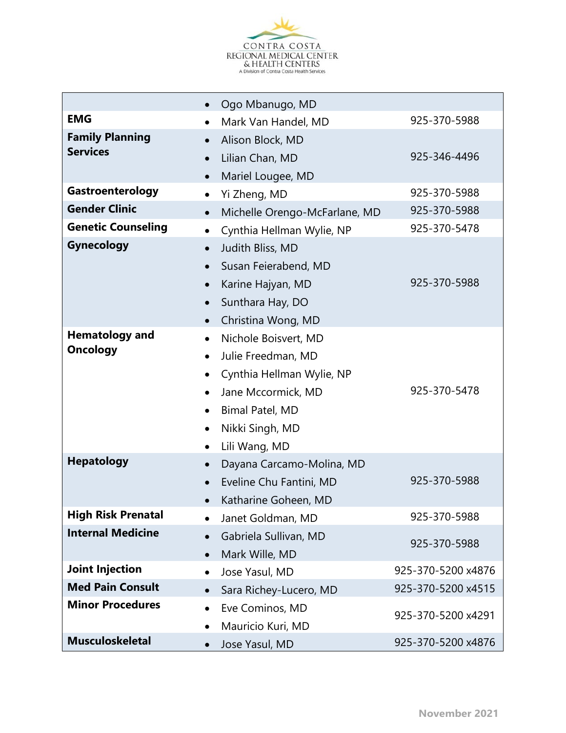CONTRA COSTA
REGIONAL MEDICAL CENTER
& HEALTH CENTERS
A Division of Contra Costa Health Services

| | | |
|---|---|---|
| | • Ogo Mbanugo, MD | |
| **EMG** | • Mark Van Handel, MD | 925-370-5988 |
| **Family Planning Services** | • Alison Block, MD<br>• Lilian Chan, MD<br>• Mariel Lougee, MD | 925-346-4496 |
| **Gastroenterology** | • Yi Zheng, MD | 925-370-5988 |
| **Gender Clinic** | • Michelle Orengo-McFarlane, MD | 925-370-5988 |
| **Genetic Counseling** | • Cynthia Hellman Wylie, NP | 925-370-5478 |
| **Gynecology** | • Judith Bliss, MD<br>• Susan Feierabend, MD<br>• Karine Hajyan, MD<br>• Sunthara Hay, DO<br>• Christina Wong, MD | 925-370-5988 |
| **Hematology and Oncology** | • Nichole Boisvert, MD<br>• Julie Freedman, MD<br>• Cynthia Hellman Wylie, NP<br>• Jane Mccormick, MD<br>• Bimal Patel, MD<br>• Nikki Singh, MD<br>• Lili Wang, MD | 925-370-5478 |
| **Hepatology** | • Dayana Carcamo-Molina, MD<br>• Eveline Chu Fantini, MD<br>• Katharine Goheen, MD | 925-370-5988 |
| **High Risk Prenatal** | • Janet Goldman, MD | 925-370-5988 |
| **Internal Medicine** | • Gabriela Sullivan, MD<br>• Mark Wille, MD | 925-370-5988 |
| **Joint Injection** | • Jose Yasul, MD | 925-370-5200 x4876 |
| **Med Pain Consult** | • Sara Richey-Lucero, MD | 925-370-5200 x4515 |
| **Minor Procedures** | • Eve Cominos, MD<br>• Mauricio Kuri, MD | 925-370-5200 x4291 |
| **Musculoskeletal** | • Jose Yasul, MD | 925-370-5200 x4876 |

November 2021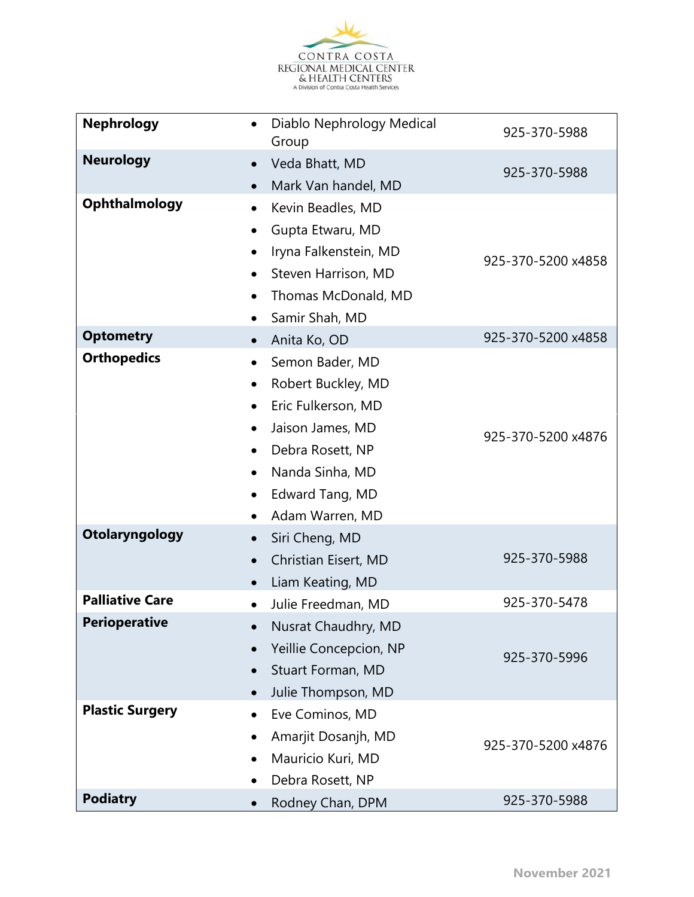| Specialty | Providers | Phone |
|---|---|---|
| **Nephrology** | • Diablo Nephrology Medical Group | 925-370-5988 |
| **Neurology** | • Veda Bhatt, MD<br>• Mark Van handel, MD | 925-370-5988 |
| **Ophthalmology** | • Kevin Beadles, MD<br>• Gupta Etwaru, MD<br>• Iryna Falkenstein, MD<br>• Steven Harrison, MD<br>• Thomas McDonald, MD<br>• Samir Shah, MD | 925-370-5200 x4858 |
| **Optometry** | • Anita Ko, OD | 925-370-5200 x4858 |
| **Orthopedics** | • Semon Bader, MD<br>• Robert Buckley, MD<br>• Eric Fulkerson, MD<br>• Jaison James, MD<br>• Debra Rosett, NP<br>• Nanda Sinha, MD<br>• Edward Tang, MD<br>• Adam Warren, MD | 925-370-5200 x4876 |
| **Otolaryngology** | • Siri Cheng, MD<br>• Christian Eisert, MD<br>• Liam Keating, MD | 925-370-5988 |
| **Palliative Care** | • Julie Freedman, MD | 925-370-5478 |
| **Perioperative** | • Nusrat Chaudhry, MD<br>• Yeillie Concepcion, NP<br>• Stuart Forman, MD<br>• Julie Thompson, MD | 925-370-5996 |
| **Plastic Surgery** | • Eve Cominos, MD<br>• Amarjit Dosanjh, MD<br>• Mauricio Kuri, MD<br>• Debra Rosett, NP | 925-370-5200 x4876 |
| **Podiatry** | • Rodney Chan, DPM | 925-370-5988 |

November 2021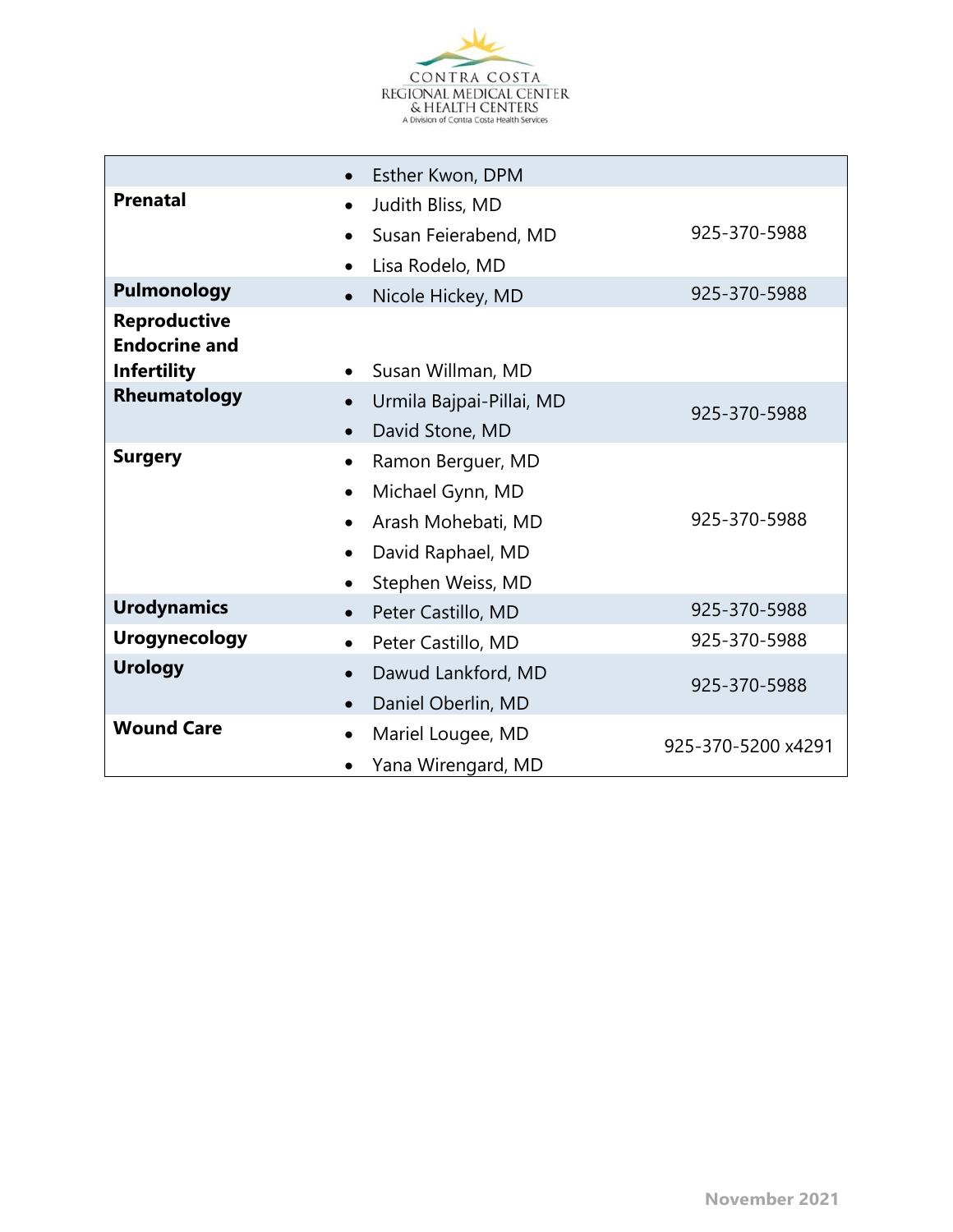CONTRA COSTA
REGIONAL MEDICAL CENTER
& HEALTH CENTERS
A Division of Contra Costa Health Services

| | | |
|---|---|---|
| | • Esther Kwon, DPM | |
| **Prenatal** | • Judith Bliss, MD<br>• Susan Feierabend, MD<br>• Lisa Rodelo, MD | 925-370-5988 |
| **Pulmonology** | • Nicole Hickey, MD | 925-370-5988 |
| **Reproductive Endocrine and Infertility** | • Susan Willman, MD | |
| **Rheumatology** | • Urmila Bajpai-Pillai, MD<br>• David Stone, MD | 925-370-5988 |
| **Surgery** | • Ramon Berguer, MD<br>• Michael Gynn, MD<br>• Arash Mohebati, MD<br>• David Raphael, MD<br>• Stephen Weiss, MD | 925-370-5988 |
| **Urodynamics** | • Peter Castillo, MD | 925-370-5988 |
| **Urogynecology** | • Peter Castillo, MD | 925-370-5988 |
| **Urology** | • Dawud Lankford, MD<br>• Daniel Oberlin, MD | 925-370-5988 |
| **Wound Care** | • Mariel Lougee, MD<br>• Yana Wirengard, MD | 925-370-5200 x4291 |

November 2021